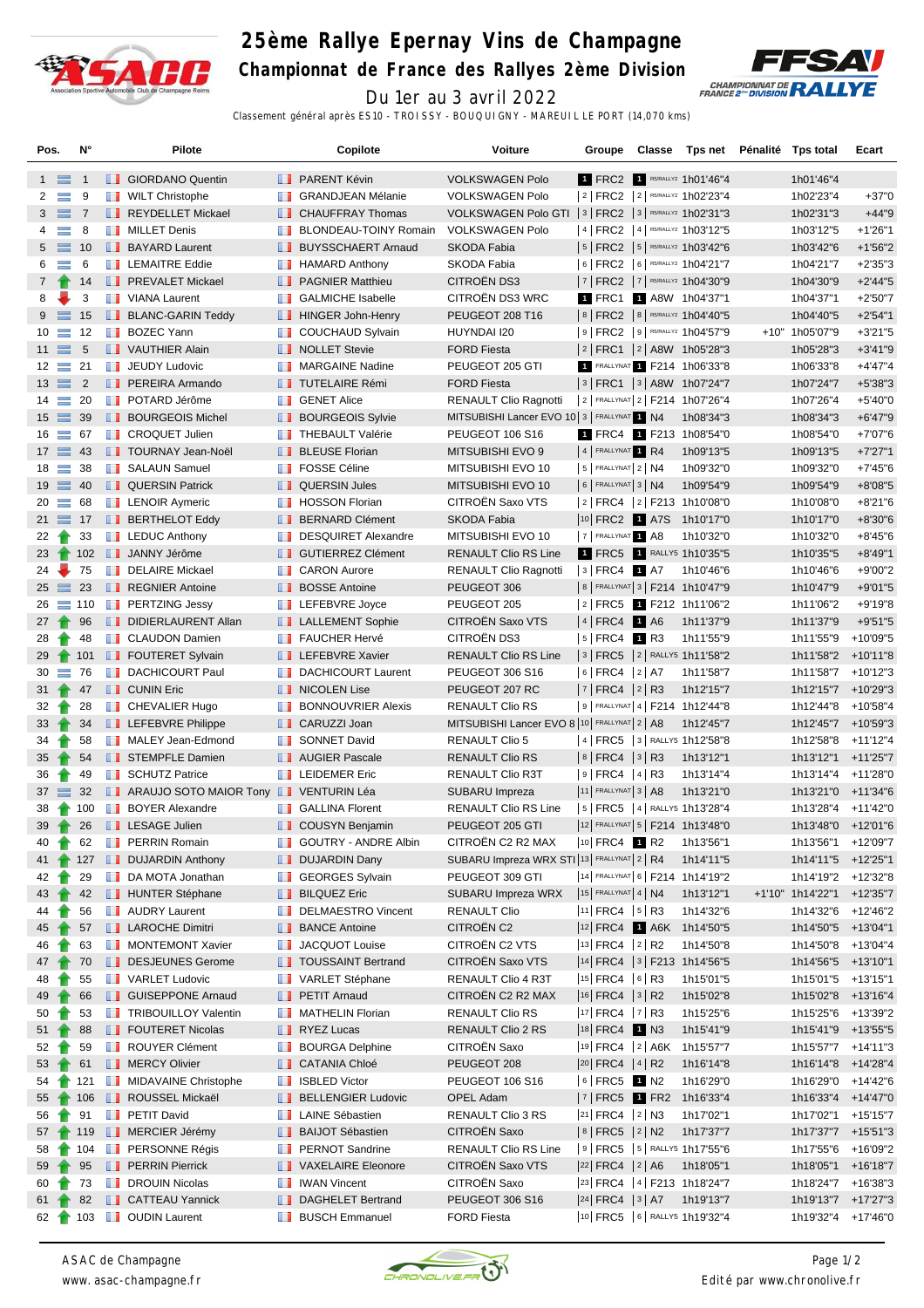# 25ème Rallye Epernay Vins de Champagne

## Championnat de France des Rallyes 2ème Division

Du 1er au 3 avril 2022

Classement général après ES10 - TROISSY - BOUQUIGNY - MAREUIL LE PORT (14,070 kms)

| Pos. | N° | Pilote | Copilote | Voiture | Groupe | Classe | Tps net | Pénalité | Tps total | Ecart |
|---|---|---|---|---|---|---|---|---|---|---|
| 1 | 1 | GIORDANO Quentin | PARENT Kévin | VOLKSWAGEN Polo | 1 FRC2 | 1 R5/RALLY2 | 1h01'46"4 | | 1h01'46"4 | |
| 2 | 9 | WILT Christophe | GRANDJEAN Mélanie | VOLKSWAGEN Polo | 2 FRC2 | 2 R5/RALLY2 | 1h02'23"4 | | 1h02'23"4 | +37"0 |
| 3 | 7 | REYDELLET Mickael | CHAUFFRAY Thomas | VOLKSWAGEN Polo GTI | 3 FRC2 | 3 R5/RALLY2 | 1h02'31"3 | | 1h02'31"3 | +44"9 |
| 4 | 8 | MILLET Denis | BLONDEAU-TOINY Romain | VOLKSWAGEN Polo | 4 FRC2 | 4 R5/RALLY2 | 1h03'12"5 | | 1h03'12"5 | +1'26"1 |
| 5 | 10 | BAYARD Laurent | BUYSSCHAERT Arnaud | SKODA Fabia | 5 FRC2 | 5 R5/RALLY2 | 1h03'42"6 | | 1h03'42"6 | +1'56"2 |
| 6 | 6 | LEMAITRE Eddie | HAMARD Anthony | SKODA Fabia | 6 FRC2 | 6 R5/RALLY2 | 1h04'21"7 | | 1h04'21"7 | +2'35"3 |
| 7 | 14 | PREVALET Mickael | PAGNIER Matthieu | CITROËN DS3 | 7 FRC2 | 7 R5/RALLY2 | 1h04'30"9 | | 1h04'30"9 | +2'44"5 |
| 8 | 3 | VIANA Laurent | GALMICHE Isabelle | CITROËN DS3 WRC | 1 FRC1 | 1 A8W | 1h04'37"1 | | 1h04'37"1 | +2'50"7 |
| 9 | 15 | BLANC-GARIN Teddy | HINGER John-Henry | PEUGEOT 208 T16 | 8 FRC2 | 8 R5/RALLY2 | 1h04'40"5 | | 1h04'40"5 | +2'54"1 |
| 10 | 12 | BOZEC Yann | COUCHAUD Sylvain | HUYNDAI I20 | 9 FRC2 | 9 R5/RALLY2 | 1h04'57"9 | +10" | 1h05'07"9 | +3'21"5 |
| 11 | 5 | VAUTHIER Alain | NOLLET Stevie | FORD Fiesta | 2 FRC1 | 2 A8W | 1h05'28"3 | | 1h05'28"3 | +3'41"9 |
| 12 | 21 | JEUDY Ludovic | MARGAINE Nadine | PEUGEOT 205 GTI | 1 FRALLYNAT | 1 F214 | 1h06'33"8 | | 1h06'33"8 | +4'47"4 |
| 13 | 2 | PEREIRA Armando | TUTELAIRE Rémi | FORD Fiesta | 3 FRC1 | 3 A8W | 1h07'24"7 | | 1h07'24"7 | +5'38"3 |
| 14 | 20 | POTARD Jérôme | GENET Alice | RENAULT Clio Ragnotti | 2 FRALLYNAT | 2 F214 | 1h07'26"4 | | 1h07'26"4 | +5'40"0 |
| 15 | 39 | BOURGEOIS Michel | BOURGEOIS Sylvie | MITSUBISHI Lancer EVO 10 | 3 FRALLYNAT | 1 N4 | 1h08'34"3 | | 1h08'34"3 | +6'47"9 |
| 16 | 67 | CROQUET Julien | THEBAULT Valérie | PEUGEOT 106 S16 | 1 FRC4 | 1 F213 | 1h08'54"0 | | 1h08'54"0 | +7'07"6 |
| 17 | 43 | TOURNAY Jean-Noël | BLEUSE Florian | MITSUBISHI EVO 9 | 4 FRALLYNAT | 1 R4 | 1h09'13"5 | | 1h09'13"5 | +7'27"1 |
| 18 | 38 | SALAUN Samuel | FOSSE Céline | MITSUBISHI EVO 10 | 5 FRALLYNAT | 2 N4 | 1h09'32"0 | | 1h09'32"0 | +7'45"6 |
| 19 | 40 | QUERSIN Patrick | QUERSIN Jules | MITSUBISHI EVO 10 | 6 FRALLYNAT | 3 N4 | 1h09'54"9 | | 1h09'54"9 | +8'08"5 |
| 20 | 68 | LENOIR Aymeric | HOSSON Florian | CITROËN Saxo VTS | 2 FRC4 | 2 F213 | 1h10'08"0 | | 1h10'08"0 | +8'21"6 |
| 21 | 17 | BERTHELOT Eddy | BERNARD Clément | SKODA Fabia | 10 FRC2 | 1 A7S | 1h10'17"0 | | 1h10'17"0 | +8'30"6 |
| 22 | 33 | LEDUC Anthony | DESQUIRET Alexandre | MITSUBISHI EVO 10 | 7 FRALLYNAT | 1 A8 | 1h10'32"0 | | 1h10'32"0 | +8'45"6 |
| 23 | 102 | JANNY Jérôme | GUTIERREZ Clément | RENAULT Clio RS Line | 1 FRC5 | 1 RALLY5 | 1h10'35"5 | | 1h10'35"5 | +8'49"1 |
| 24 | 75 | DELAIRE Mickael | CARON Aurore | RENAULT Clio Ragnotti | 3 FRC4 | 1 A7 | 1h10'46"6 | | 1h10'46"6 | +9'00"2 |
| 25 | 23 | REGNIER Antoine | BOSSE Antoine | PEUGEOT 306 | 8 FRALLYNAT | 3 F214 | 1h10'47"9 | | 1h10'47"9 | +9'01"5 |
| 26 | 110 | PERTZING Jessy | LEFEBVRE Joyce | PEUGEOT 205 | 2 FRC5 | 1 F212 | 1h11'06"2 | | 1h11'06"2 | +9'19"8 |
| 27 | 96 | DIDIERLAURENT Allan | LALLEMENT Sophie | CITROËN Saxo VTS | 4 FRC4 | 1 A6 | 1h11'37"9 | | 1h11'37"9 | +9'51"5 |
| 28 | 48 | CLAUDON Damien | FAUCHER Hervé | CITROËN DS3 | 5 FRC4 | 1 R3 | 1h11'55"9 | | 1h11'55"9 | +10'09"5 |
| 29 | 101 | FOUTERET Sylvain | LEFEBVRE Xavier | RENAULT Clio RS Line | 3 FRC5 | 2 RALLY5 | 1h11'58"2 | | 1h11'58"2 | +10'11"8 |
| 30 | 76 | DACHICOURT Paul | DACHICOURT Laurent | PEUGEOT 306 S16 | 6 FRC4 | 2 A7 | 1h11'58"7 | | 1h11'58"7 | +10'12"3 |
| 31 | 47 | CUNIN Eric | NICOLEN Lise | PEUGEOT 207 RC | 7 FRC4 | 2 R3 | 1h12'15"7 | | 1h12'15"7 | +10'29"3 |
| 32 | 28 | CHEVALIER Hugo | BONNOUVRIER Alexis | RENAULT Clio RS | 9 FRALLYNAT | 4 F214 | 1h12'44"8 | | 1h12'44"8 | +10'58"4 |
| 33 | 34 | LEFEBVRE Philippe | CARUZZI Joan | MITSUBISHI Lancer EVO 8 | 10 FRALLYNAT | 2 A8 | 1h12'45"7 | | 1h12'45"7 | +10'59"3 |
| 34 | 58 | MALEY Jean-Edmond | SONNET David | RENAULT Clio 5 | 4 FRC5 | 3 RALLY5 | 1h12'58"8 | | 1h12'58"8 | +11'12"4 |
| 35 | 54 | STEMPFLE Damien | AUGIER Pascale | RENAULT Clio RS | 8 FRC4 | 3 R3 | 1h13'12"1 | | 1h13'12"1 | +11'25"7 |
| 36 | 49 | SCHUTZ Patrice | LEIDEMER Eric | RENAULT Clio R3T | 9 FRC4 | 4 R3 | 1h13'14"4 | | 1h13'14"4 | +11'28"0 |
| 37 | 32 | ARAUJO SOTO MAIOR Tony | VENTURIN Léa | SUBARU Impreza | 11 FRALLYNAT | 3 A8 | 1h13'21"0 | | 1h13'21"0 | +11'34"6 |
| 38 | 100 | BOYER Alexandre | GALLINA Florent | RENAULT Clio RS Line | 5 FRC5 | 4 RALLY5 | 1h13'28"4 | | 1h13'28"4 | +11'42"0 |
| 39 | 26 | LESAGE Julien | COUSYN Benjamin | PEUGEOT 205 GTI | 12 FRALLYNAT | 5 F214 | 1h13'48"0 | | 1h13'48"0 | +12'01"6 |
| 40 | 62 | PERRIN Romain | GOUTRY - ANDRE Albin | CITROËN C2 R2 MAX | 10 FRC4 | 1 R2 | 1h13'56"1 | | 1h13'56"1 | +12'09"7 |
| 41 | 127 | DUJARDIN Anthony | DUJARDIN Dany | SUBARU Impreza WRX STI | 13 FRALLYNAT | 2 R4 | 1h14'11"5 | | 1h14'11"5 | +12'25"1 |
| 42 | 29 | DA MOTA Jonathan | GEORGES Sylvain | PEUGEOT 309 GTI | 14 FRALLYNAT | 6 F214 | 1h14'19"2 | | 1h14'19"2 | +12'32"8 |
| 43 | 42 | HUNTER Stéphane | BILQUEZ Eric | SUBARU Impreza WRX | 15 FRALLYNAT | 4 N4 | 1h13'12"1 | +1'10" | 1h14'22"1 | +12'35"7 |
| 44 | 56 | AUDRY Laurent | DELMAESTRO Vincent | RENAULT Clio | 11 FRC4 | 5 R3 | 1h14'32"6 | | 1h14'32"6 | +12'46"2 |
| 45 | 57 | LAROCHE Dimitri | BANCE Antoine | CITROËN C2 | 12 FRC4 | 1 A6K | 1h14'50"5 | | 1h14'50"5 | +13'04"1 |
| 46 | 63 | MONTEMONT Xavier | JACQUOT Louise | CITROËN C2 VTS | 13 FRC4 | 2 R2 | 1h14'50"8 | | 1h14'50"8 | +13'04"4 |
| 47 | 70 | DESJEUNES Gerome | TOUSSAINT Bertrand | CITROËN Saxo VTS | 14 FRC4 | 3 F213 | 1h14'56"5 | | 1h14'56"5 | +13'10"1 |
| 48 | 55 | VARLET Ludovic | VARLET Stéphane | RENAULT Clio 4 R3T | 15 FRC4 | 6 R3 | 1h15'01"5 | | 1h15'01"5 | +13'15"1 |
| 49 | 66 | GUISEPPONE Arnaud | PETIT Arnaud | CITROËN C2 R2 MAX | 16 FRC4 | 3 R2 | 1h15'02"8 | | 1h15'02"8 | +13'16"4 |
| 50 | 53 | TRIBOUILLOY Valentin | MATHELIN Florian | RENAULT Clio RS | 17 FRC4 | 7 R3 | 1h15'25"6 | | 1h15'25"6 | +13'39"2 |
| 51 | 88 | FOUTERET Nicolas | RYEZ Lucas | RENAULT Clio 2 RS | 18 FRC4 | 1 N3 | 1h15'41"9 | | 1h15'41"9 | +13'55"5 |
| 52 | 59 | ROUYER Clément | BOURGA Delphine | CITROËN Saxo | 19 FRC4 | 2 A6K | 1h15'57"7 | | 1h15'57"7 | +14'11"3 |
| 53 | 61 | MERCY Olivier | CATANIA Chloé | PEUGEOT 208 | 20 FRC4 | 4 R2 | 1h16'14"8 | | 1h16'14"8 | +14'28"4 |
| 54 | 121 | MIDAVAINE Christophe | ISBLED Victor | PEUGEOT 106 S16 | 6 FRC5 | 1 N2 | 1h16'29"0 | | 1h16'29"0 | +14'42"6 |
| 55 | 106 | ROUSSEL Mickaël | BELLENGIER Ludovic | OPEL Adam | 7 FRC5 | 1 FR2 | 1h16'33"4 | | 1h16'33"4 | +14'47"0 |
| 56 | 91 | PETIT David | LAINE Sébastien | RENAULT Clio 3 RS | 21 FRC4 | 2 N3 | 1h17'02"1 | | 1h17'02"1 | +15'15"7 |
| 57 | 119 | MERCIER Jérémy | BAIJOT Sébastien | CITROËN Saxo | 8 FRC5 | 2 N2 | 1h17'37"7 | | 1h17'37"7 | +15'51"3 |
| 58 | 104 | PERSONNE Régis | PERNOT Sandrine | RENAULT Clio RS Line | 9 FRC5 | 5 RALLY5 | 1h17'55"6 | | 1h17'55"6 | +16'09"2 |
| 59 | 95 | PERRIN Pierrick | VAXELAIRE Eleonore | CITROËN Saxo VTS | 22 FRC4 | 2 A6 | 1h18'05"1 | | 1h18'05"1 | +16'18"7 |
| 60 | 73 | DROUIN Nicolas | IWAN Vincent | CITROËN Saxo | 23 FRC4 | 4 F213 | 1h18'24"7 | | 1h18'24"7 | +16'38"3 |
| 61 | 82 | CATTEAU Yannick | DAGHELET Bertrand | PEUGEOT 306 S16 | 24 FRC4 | 3 A7 | 1h19'13"7 | | 1h19'13"7 | +17'27"3 |
| 62 | 103 | OUDIN Laurent | BUSCH Emmanuel | FORD Fiesta | 10 FRC5 | 6 RALLY5 | 1h19'32"4 | | 1h19'32"4 | +17'46"0 |

ASAC de Champagne
www.asac-champagne.fr

Edité par www.chronolive.fr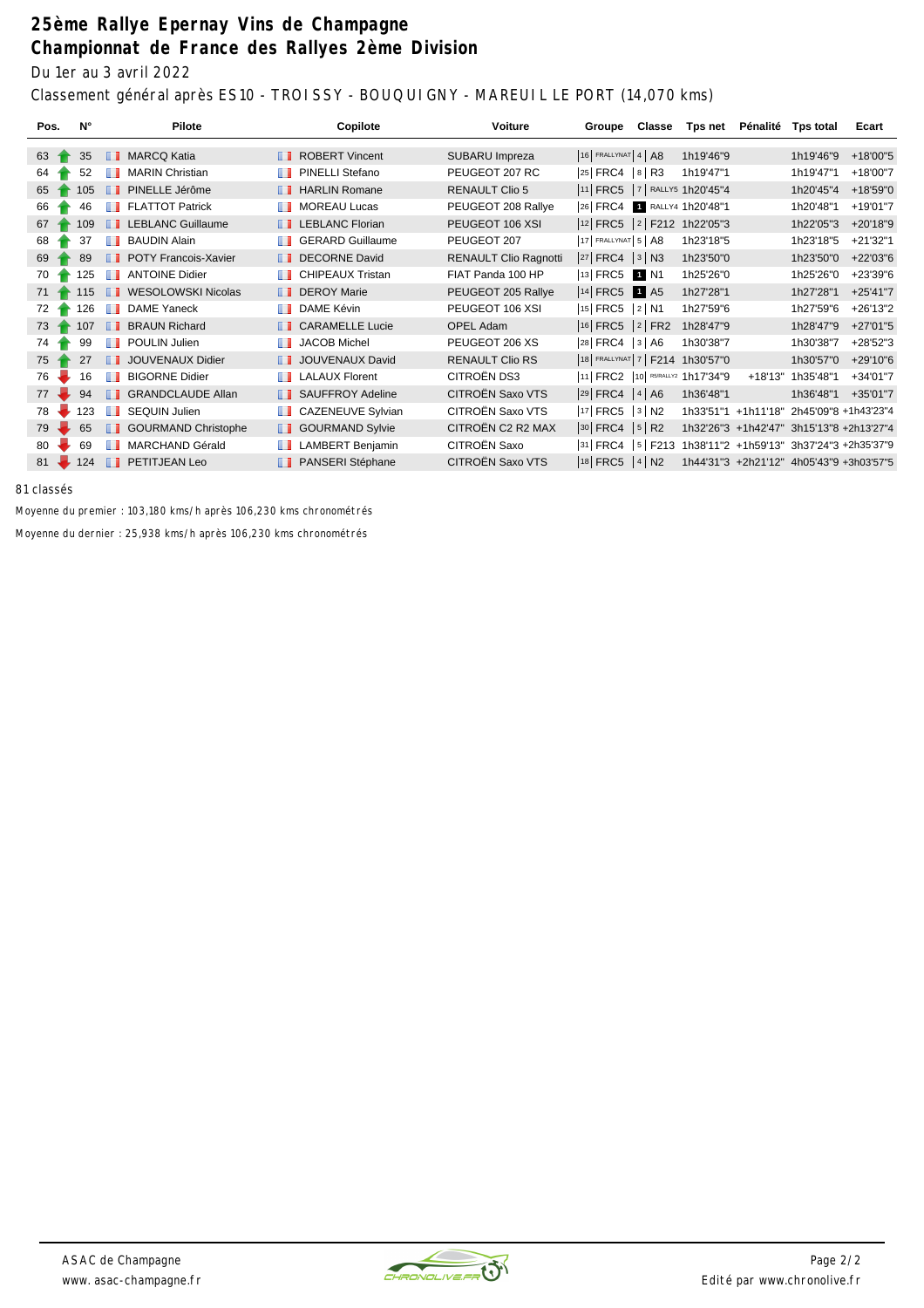# 25ème Rallye Epernay Vins de Champagne

# Championnat de France des Rallyes 2ème Division

Du 1er au 3 avril 2022

Classement général après ES10 - TROISSY - BOUQUIGNY - MAREUIL LE PORT (14,070 kms)

| Pos. | N° | Pilote | Copilote | Voiture | Groupe | Classe | Tps net | Pénalité | Tps total | Ecart |
|---|---|---|---|---|---|---|---|---|---|---|
| 63 | 35 | MARCQ Katia | ROBERT Vincent | SUBARU Impreza | 16 FRALLYNAT | 4 A8 | 1h19'46"9 | | 1h19'46"9 | +18'00"5 |
| 64 | 52 | MARIN Christian | PINELLI Stefano | PEUGEOT 207 RC | 25 FRC4 | 8 R3 | 1h19'47"1 | | 1h19'47"1 | +18'00"7 |
| 65 | 105 | PINELLE Jérôme | HARLIN Romane | RENAULT Clio 5 | 11 FRC5 | 7 RALLY5 | 1h20'45"4 | | 1h20'45"4 | +18'59"0 |
| 66 | 46 | FLATTOT Patrick | MOREAU Lucas | PEUGEOT 208 Rallye | 26 FRC4 | 1 RALLY4 | 1h20'48"1 | | 1h20'48"1 | +19'01"7 |
| 67 | 109 | LEBLANC Guillaume | LEBLANC Florian | PEUGEOT 106 XSI | 12 FRC5 | 2 F212 | 1h22'05"3 | | 1h22'05"3 | +20'18"9 |
| 68 | 37 | BAUDIN Alain | GERARD Guillaume | PEUGEOT 207 | 17 FRALLYNAT | 5 A8 | 1h23'18"5 | | 1h23'18"5 | +21'32"1 |
| 69 | 89 | POTY Francois-Xavier | DECORNE David | RENAULT Clio Ragnotti | 27 FRC4 | 3 N3 | 1h23'50"0 | | 1h23'50"0 | +22'03"6 |
| 70 | 125 | ANTOINE Didier | CHIPEAUX Tristan | FIAT Panda 100 HP | 13 FRC5 | 1 N1 | 1h25'26"0 | | 1h25'26"0 | +23'39"6 |
| 71 | 115 | WESOLOWSKI Nicolas | DEROY Marie | PEUGEOT 205 Rallye | 14 FRC5 | 1 A5 | 1h27'28"1 | | 1h27'28"1 | +25'41"7 |
| 72 | 126 | DAME Yaneck | DAME Kévin | PEUGEOT 106 XSI | 15 FRC5 | 2 N1 | 1h27'59"6 | | 1h27'59"6 | +26'13"2 |
| 73 | 107 | BRAUN Richard | CARAMELLE Lucie | OPEL Adam | 16 FRC5 | 2 FR2 | 1h28'47"9 | | 1h28'47"9 | +27'01"5 |
| 74 | 99 | POULIN Julien | JACOB Michel | PEUGEOT 206 XS | 28 FRC4 | 3 A6 | 1h30'38"7 | | 1h30'38"7 | +28'52"3 |
| 75 | 27 | JOUVENAUX Didier | JOUVENAUX David | RENAULT Clio RS | 18 FRALLYNAT | 7 F214 | 1h30'57"0 | | 1h30'57"0 | +29'10"6 |
| 76 | 16 | BIGORNE Didier | LALAUX Florent | CITROËN DS3 | 11 FRC2 | 10 R5/RALLY2 | 1h17'34"9 | +18'13" | 1h35'48"1 | +34'01"7 |
| 77 | 94 | GRANDCLAUDE Allan | SAUFFROY Adeline | CITROËN Saxo VTS | 29 FRC4 | 4 A6 | 1h36'48"1 | | 1h36'48"1 | +35'01"7 |
| 78 | 123 | SEQUIN Julien | CAZENEUVE Sylvian | CITROËN Saxo VTS | 17 FRC5 | 3 N2 | 1h33'51"1 | +1h11'18" | 2h45'09"8 | +1h43'23"4 |
| 79 | 65 | GOURMAND Christophe | GOURMAND Sylvie | CITROËN C2 R2 MAX | 30 FRC4 | 5 R2 | 1h32'26"3 | +1h42'47" | 3h15'13"8 | +2h13'27"4 |
| 80 | 69 | MARCHAND Gérald | LAMBERT Benjamin | CITROËN Saxo | 31 FRC4 | 5 F213 | 1h38'11"2 | +1h59'13" | 3h37'24"3 | +2h35'37"9 |
| 81 | 124 | PETITJEAN Leo | PANSERI Stéphane | CITROËN Saxo VTS | 18 FRC5 | 4 N2 | 1h44'31"3 | +2h21'12" | 4h05'43"9 | +3h03'57"5 |

81 classés

Moyenne du premier : 103,180 kms/h après 106,230 kms chronométrés

Moyenne du dernier : 25,938 kms/h après 106,230 kms chronométrés

ASAC de Champagne
www.asac-champagne.fr

Edité par www.chronolive.fr